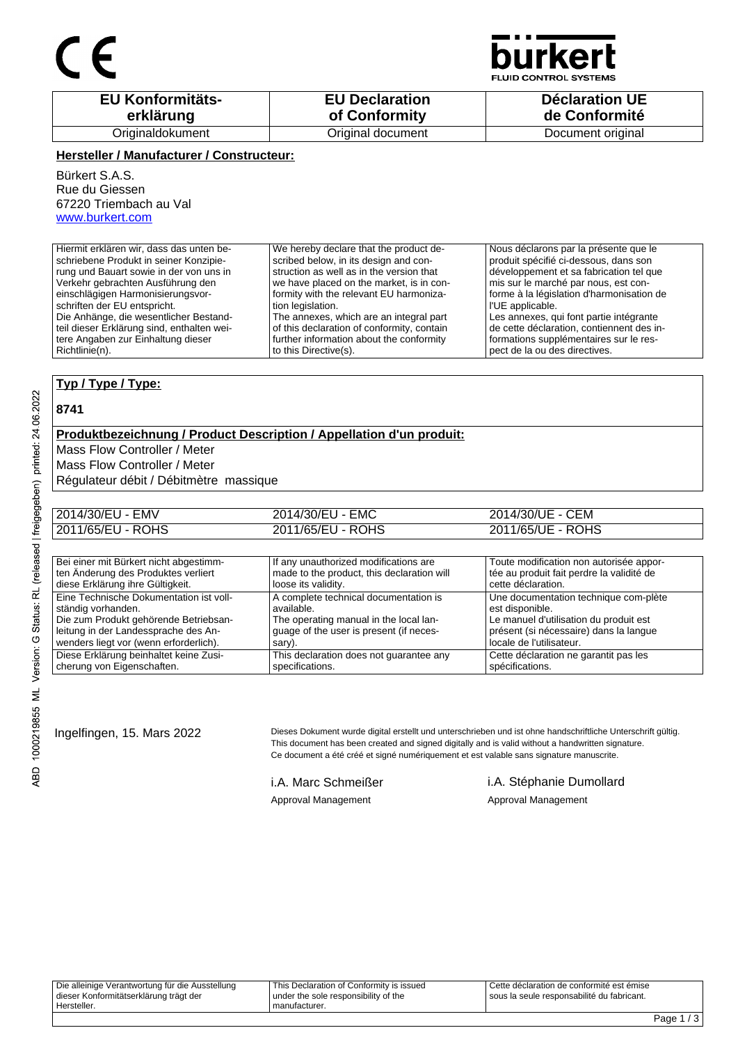CE

bürkert
FLUID CONTROL SYSTEMS

| EU Konformitätserklärung | EU Declaration of Conformity | Déclaration UE de Conformité |
|---|---|---|
| Originaldokument | Original document | Document original |

**Hersteller / Manufacturer / Constructeur:**

Bürkert S.A.S.
Rue du Giessen
67220 Triembach au Val
www.burkert.com

| Hiermit erklären wir, dass das unten beschriebene Produkt in seiner Konzipierung und Bauart sowie in der von uns in Verkehr gebrachten Ausführung den einschlägigen Harmonisierungsvorschriften der EU entspricht. Die Anhänge, die wesentlicher Bestandteil dieser Erklärung sind, enthalten weitere Angaben zur Einhaltung dieser Richtlinie(n). | We hereby declare that the product described below, in its design and construction as well as in the version that we have placed on the market, is in conformity with the relevant EU harmonization legislation. The annexes, which are an integral part of this declaration of conformity, contain further information about the conformity to this Directive(s). | Nous déclarons par la présente que le produit spécifié ci-dessous, dans son développement et sa fabrication tel que mis sur le marché par nous, est conforme à la législation d'harmonisation de l'UE applicable. Les annexes, qui font partie intégrante de cette déclaration, contiennent des informations supplémentaires sur le respect de la ou des directives. |
|---|---|---|

**Typ / Type / Type:**

**8741**

**Produktbezeichnung / Product Description / Appellation d'un produit:**

Mass Flow Controller / Meter
Mass Flow Controller / Meter
Régulateur débit / Débitmètre massique

| 2014/30/EU - EMV | 2014/30/EU - EMC | 2014/30/UE - CEM |
|---|---|---|
| 2011/65/EU - ROHS | 2011/65/EU - ROHS | 2011/65/UE - ROHS |

| Bei einer mit Bürkert nicht abgestimmten Änderung des Produktes verliert diese Erklärung ihre Gültigkeit. | If any unauthorized modifications are made to the product, this declaration will loose its validity. | Toute modification non autorisée apportée au produit fait perdre la validité de cette déclaration. |
|---|---|---|
| Eine Technische Dokumentation ist vollständig vorhanden. Die zum Produkt gehörende Betriebsanleitung in der Landessprache des Anwenders liegt vor (wenn erforderlich). | A complete technical documentation is available. The operating manual in the local language of the user is present (if necessary). | Une documentation technique com-plète est disponible. Le manuel d'utilisation du produit est présent (si nécessaire) dans la langue locale de l'utilisateur. |
| Diese Erklärung beinhaltet keine Zusicherung von Eigenschaften. | This declaration does not guarantee any specifications. | Cette déclaration ne garantit pas les spécifications. |

Ingelfingen, 15. Mars 2022

Dieses Dokument wurde digital erstellt und unterschrieben und ist ohne handschriftliche Unterschrift gültig.
This document has been created and signed digitally and is valid without a handwritten signature.
Ce document a été créé et signé numériquement et est valable sans signature manuscrite.

i.A. Marc Schmeißer
Approval Management

i.A. Stéphanie Dumollard
Approval Management

ABD 1000219855 ML Version: G Status: RL (released | freigegeben) printed: 24.06.2022

| Die alleinige Verantwortung für die Ausstellung dieser Konformitätserklärung trägt der Hersteller. | This Declaration of Conformity is issued under the sole responsibility of the manufacturer. | Cette déclaration de conformité est émise sous la seule responsabilité du fabricant. |
|---|---|---|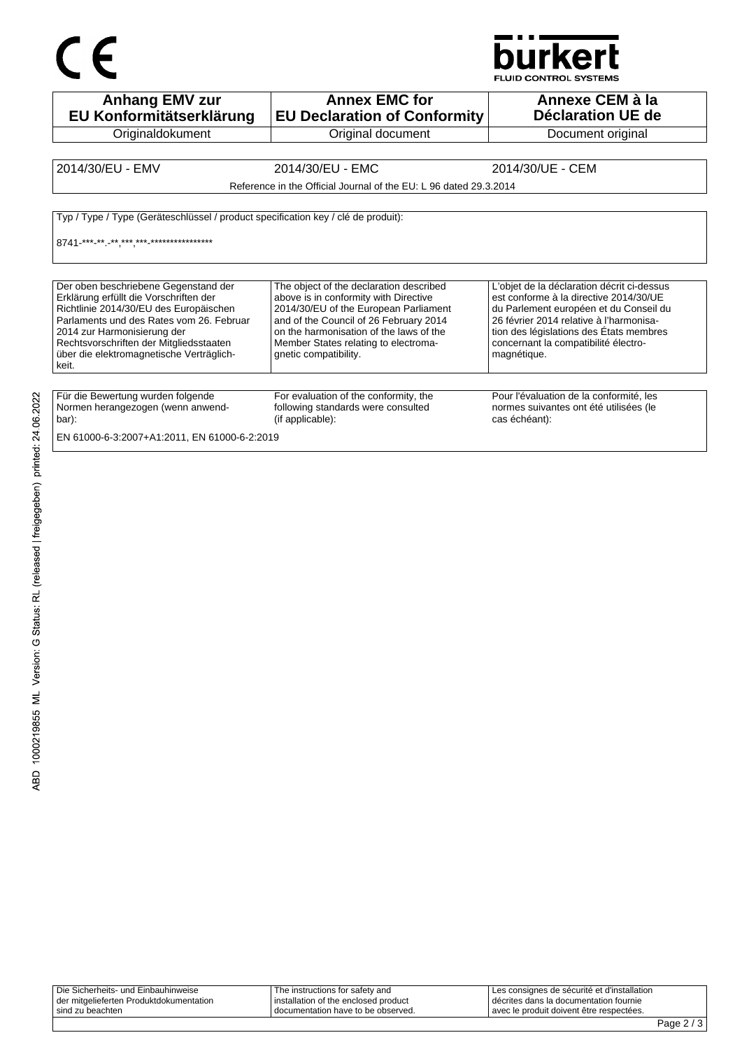| Anhang EMV zur EU Konformitätserklärung | Annex EMC for EU Declaration of Conformity | Annexe CEM à la Déclaration UE de |
|---|---|---|
| Originaldokument | Original document | Document original |

| 2014/30/EU - EMV | 2014/30/EU - EMC | 2014/30/UE - CEM |
|---|---|---|
| Reference in the Official Journal of the EU: L 96 dated 29.3.2014 | | |

Typ / Type / Type (Geräteschlüssel / product specification key / clé de produit):

8741-***-**.-**,***,***-****************

| Der oben beschriebene Gegenstand der Erklärung erfüllt die Vorschriften der Richtlinie 2014/30/EU des Europäischen Parlaments und des Rates vom 26. Februar 2014 zur Harmonisierung der Rechtsvorschriften der Mitgliedsstaaten über die elektromagnetische Verträglichkeit. | The object of the declaration described above is in conformity with Directive 2014/30/EU of the European Parliament and of the Council of 26 February 2014 on the harmonisation of the laws of the Member States relating to electromagnetic compatibility. | L'objet de la déclaration décrit ci-dessus est conforme à la directive 2014/30/UE du Parlement européen et du Conseil du 26 février 2014 relative à l'harmonisation des législations des États membres concernant la compatibilité électromagnétique. |
|---|---|---|

| Für die Bewertung wurden folgende Normen herangezogen (wenn anwendbar): | For evaluation of the conformity, the following standards were consulted (if applicable): | Pour l'évaluation de la conformité, les normes suivantes ont été utilisées (le cas échéant): |
|---|---|---|

EN 61000-6-3:2007+A1:2011, EN 61000-6-2:2019

ABD 1000219855 ML Version: G Status: RL (released | freigegeben) printed: 24.06.2022

| Die Sicherheits- und Einbauhinweise der mitgelieferten Produktdokumentation sind zu beachten | The instructions for safety and installation of the enclosed product documentation have to be observed. | Les consignes de sécurité et d'installation décrites dans la documentation fournie avec le produit doivent être respectées. |
|---|---|---|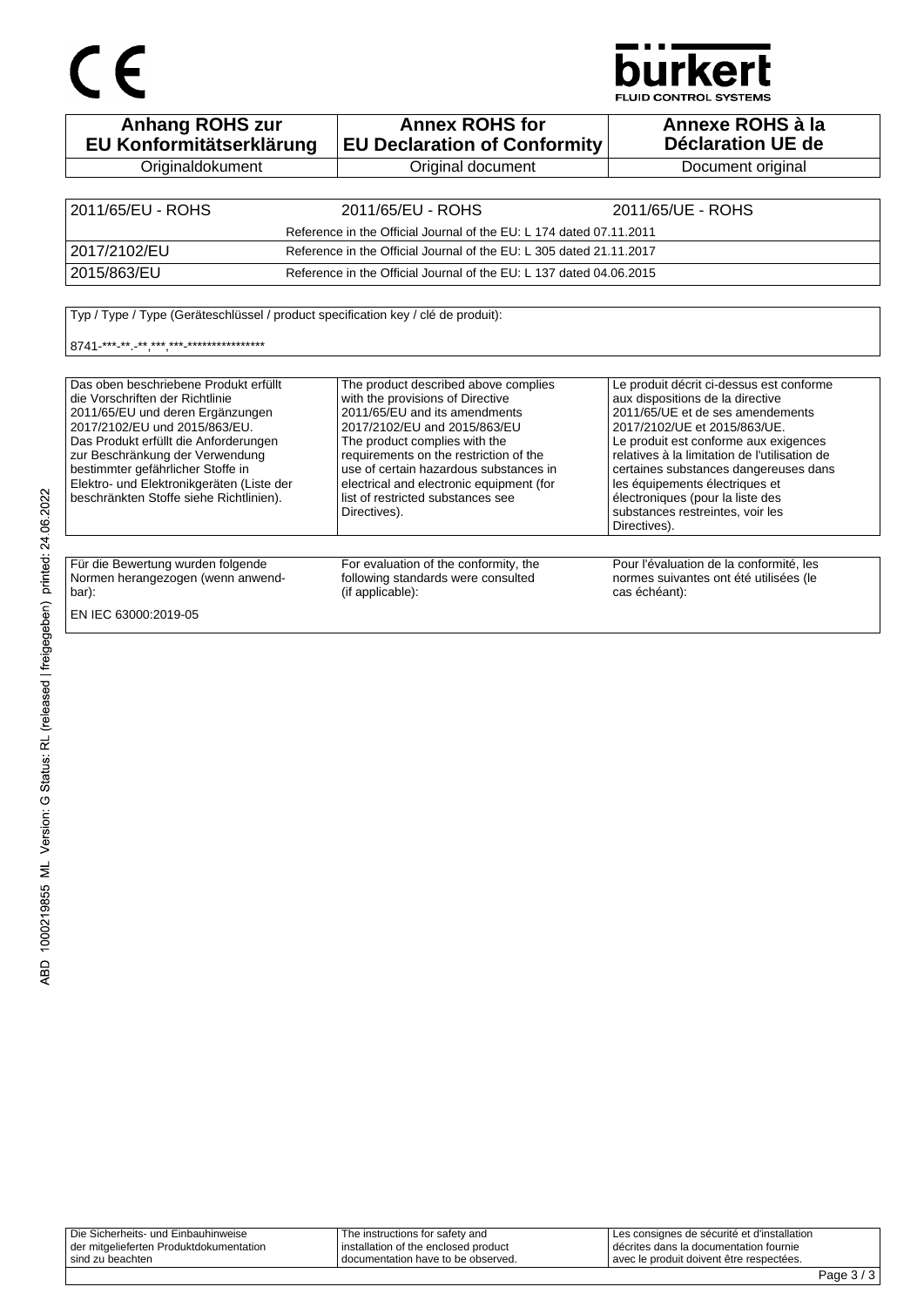| Anhang ROHS zur EU Konformitätserklärung | Annex ROHS for EU Declaration of Conformity | Annexe ROHS à la Déclaration UE de |
|---|---|---|
| Originaldokument | Original document | Document original |

| | | |
|---|---|---|
| 2011/65/EU - ROHS | 2011/65/EU - ROHS | 2011/65/UE - ROHS |
| | Reference in the Official Journal of the EU: L 174 dated 07.11.2011 | |
| 2017/2102/EU | Reference in the Official Journal of the EU: L 305 dated 21.11.2017 | |
| 2015/863/EU | Reference in the Official Journal of the EU: L 137 dated 04.06.2015 | |

Typ / Type / Type (Geräteschlüssel / product specification key / clé de produit):

8741-***-**.-**,***,***-****************

| | | |
|---|---|---|
| Das oben beschriebene Produkt erfüllt die Vorschriften der Richtlinie 2011/65/EU und deren Ergänzungen 2017/2102/EU und 2015/863/EU. Das Produkt erfüllt die Anforderungen zur Beschränkung der Verwendung bestimmter gefährlicher Stoffe in Elektro- und Elektronikgeräten (Liste der beschränkten Stoffe siehe Richtlinien). | The product described above complies with the provisions of Directive 2011/65/EU and its amendments 2017/2102/EU and 2015/863/EU The product complies with the requirements on the restriction of the use of certain hazardous substances in electrical and electronic equipment (for list of restricted substances see Directives). | Le produit décrit ci-dessus est conforme aux dispositions de la directive 2011/65/UE et de ses amendements 2017/2102/UE et 2015/863/UE. Le produit est conforme aux exigences relatives à la limitation de l'utilisation de certaines substances dangereuses dans les équipements électriques et électroniques (pour la liste des substances restreintes, voir les Directives). |

| | | |
|---|---|---|
| Für die Bewertung wurden folgende Normen herangezogen (wenn anwendbar): | For evaluation of the conformity, the following standards were consulted (if applicable): | Pour l'évaluation de la conformité, les normes suivantes ont été utilisées (le cas échéant): |

EN IEC 63000:2019-05

ABD 1000219855 ML Version: G Status: RL (released | freigegeben) printed: 24.06.2022

| | | |
|---|---|---|
| Die Sicherheits- und Einbauhinweise der mitgelieferten Produktdokumentation sind zu beachten | The instructions for safety and installation of the enclosed product documentation have to be observed. | Les consignes de sécurité et d'installation décrites dans la documentation fournie avec le produit doivent être respectées. |